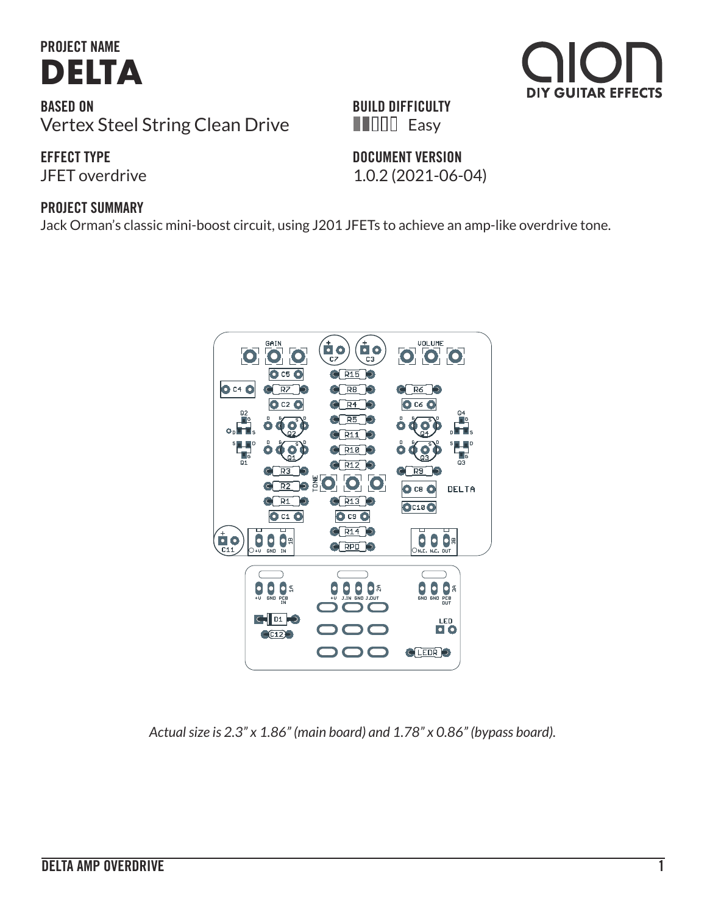## PROJECT NAME

# DELTA

**BASED ON**
Vertex Steel String Clean Drive

**BUILD DIFFICULTY**
Easy

**EFFECT TYPE**
JFET overdrive

**DOCUMENT VERSION**
1.0.2 (2021-06-04)

**PROJECT SUMMARY**
Jack Orman's classic mini-boost circuit, using J201 JFETs to achieve an amp-like overdrive tone.

*Actual size is 2.3" x 1.86" (main board) and 1.78" x 0.86" (bypass board).*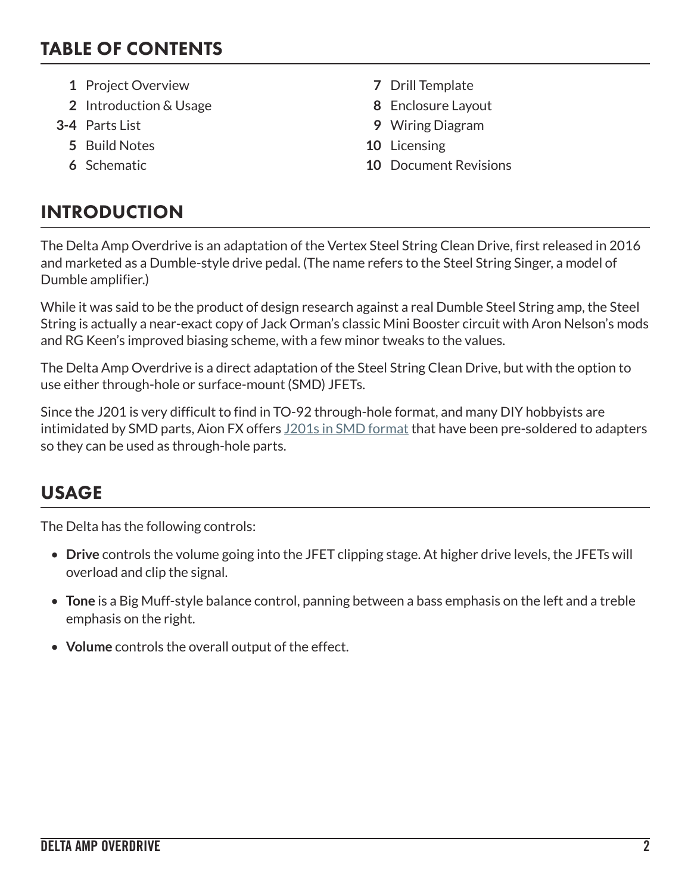## TABLE OF CONTENTS

- **1** Project Overview
- **2** Introduction & Usage
- **3-4** Parts List
- **5** Build Notes
- **6** Schematic
- **7** Drill Template
- **8** Enclosure Layout
- **9** Wiring Diagram
- **10** Licensing
- **10** Document Revisions

## INTRODUCTION

The Delta Amp Overdrive is an adaptation of the Vertex Steel String Clean Drive, first released in 2016 and marketed as a Dumble-style drive pedal. (The name refers to the Steel String Singer, a model of Dumble amplifier.)

While it was said to be the product of design research against a real Dumble Steel String amp, the Steel String is actually a near-exact copy of Jack Orman's classic Mini Booster circuit with Aron Nelson's mods and RG Keen's improved biasing scheme, with a few minor tweaks to the values.

The Delta Amp Overdrive is a direct adaptation of the Steel String Clean Drive, but with the option to use either through-hole or surface-mount (SMD) JFETs.

Since the J201 is very difficult to find in TO-92 through-hole format, and many DIY hobbyists are intimidated by SMD parts, Aion FX offers J201s in SMD format that have been pre-soldered to adapters so they can be used as through-hole parts.

## USAGE

The Delta has the following controls:

- **Drive** controls the volume going into the JFET clipping stage. At higher drive levels, the JFETs will overload and clip the signal.
- **Tone** is a Big Muff-style balance control, panning between a bass emphasis on the left and a treble emphasis on the right.
- **Volume** controls the overall output of the effect.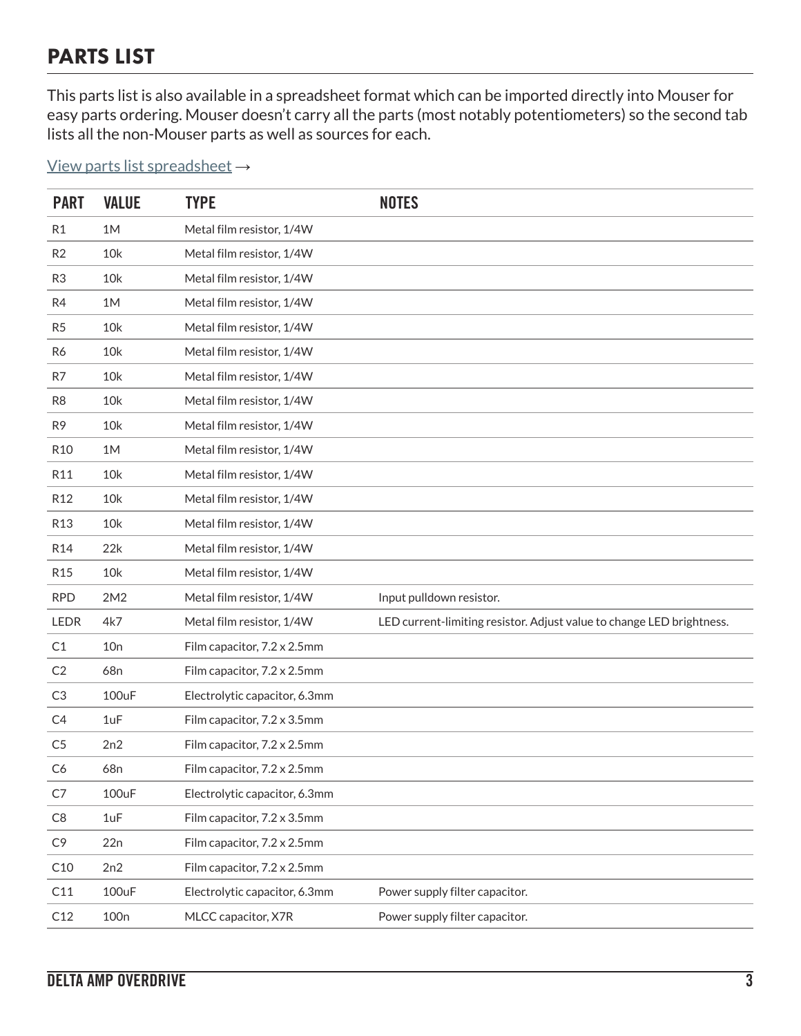## PARTS LIST

This parts list is also available in a spreadsheet format which can be imported directly into Mouser for easy parts ordering. Mouser doesn't carry all the parts (most notably potentiometers) so the second tab lists all the non-Mouser parts as well as sources for each.

View parts list spreadsheet →

| PART | VALUE | TYPE | NOTES |
|---|---|---|---|
| R1 | 1M | Metal film resistor, 1/4W | |
| R2 | 10k | Metal film resistor, 1/4W | |
| R3 | 10k | Metal film resistor, 1/4W | |
| R4 | 1M | Metal film resistor, 1/4W | |
| R5 | 10k | Metal film resistor, 1/4W | |
| R6 | 10k | Metal film resistor, 1/4W | |
| R7 | 10k | Metal film resistor, 1/4W | |
| R8 | 10k | Metal film resistor, 1/4W | |
| R9 | 10k | Metal film resistor, 1/4W | |
| R10 | 1M | Metal film resistor, 1/4W | |
| R11 | 10k | Metal film resistor, 1/4W | |
| R12 | 10k | Metal film resistor, 1/4W | |
| R13 | 10k | Metal film resistor, 1/4W | |
| R14 | 22k | Metal film resistor, 1/4W | |
| R15 | 10k | Metal film resistor, 1/4W | |
| RPD | 2M2 | Metal film resistor, 1/4W | Input pulldown resistor. |
| LEDR | 4k7 | Metal film resistor, 1/4W | LED current-limiting resistor. Adjust value to change LED brightness. |
| C1 | 10n | Film capacitor, 7.2 x 2.5mm | |
| C2 | 68n | Film capacitor, 7.2 x 2.5mm | |
| C3 | 100uF | Electrolytic capacitor, 6.3mm | |
| C4 | 1uF | Film capacitor, 7.2 x 3.5mm | |
| C5 | 2n2 | Film capacitor, 7.2 x 2.5mm | |
| C6 | 68n | Film capacitor, 7.2 x 2.5mm | |
| C7 | 100uF | Electrolytic capacitor, 6.3mm | |
| C8 | 1uF | Film capacitor, 7.2 x 3.5mm | |
| C9 | 22n | Film capacitor, 7.2 x 2.5mm | |
| C10 | 2n2 | Film capacitor, 7.2 x 2.5mm | |
| C11 | 100uF | Electrolytic capacitor, 6.3mm | Power supply filter capacitor. |
| C12 | 100n | MLCC capacitor, X7R | Power supply filter capacitor. |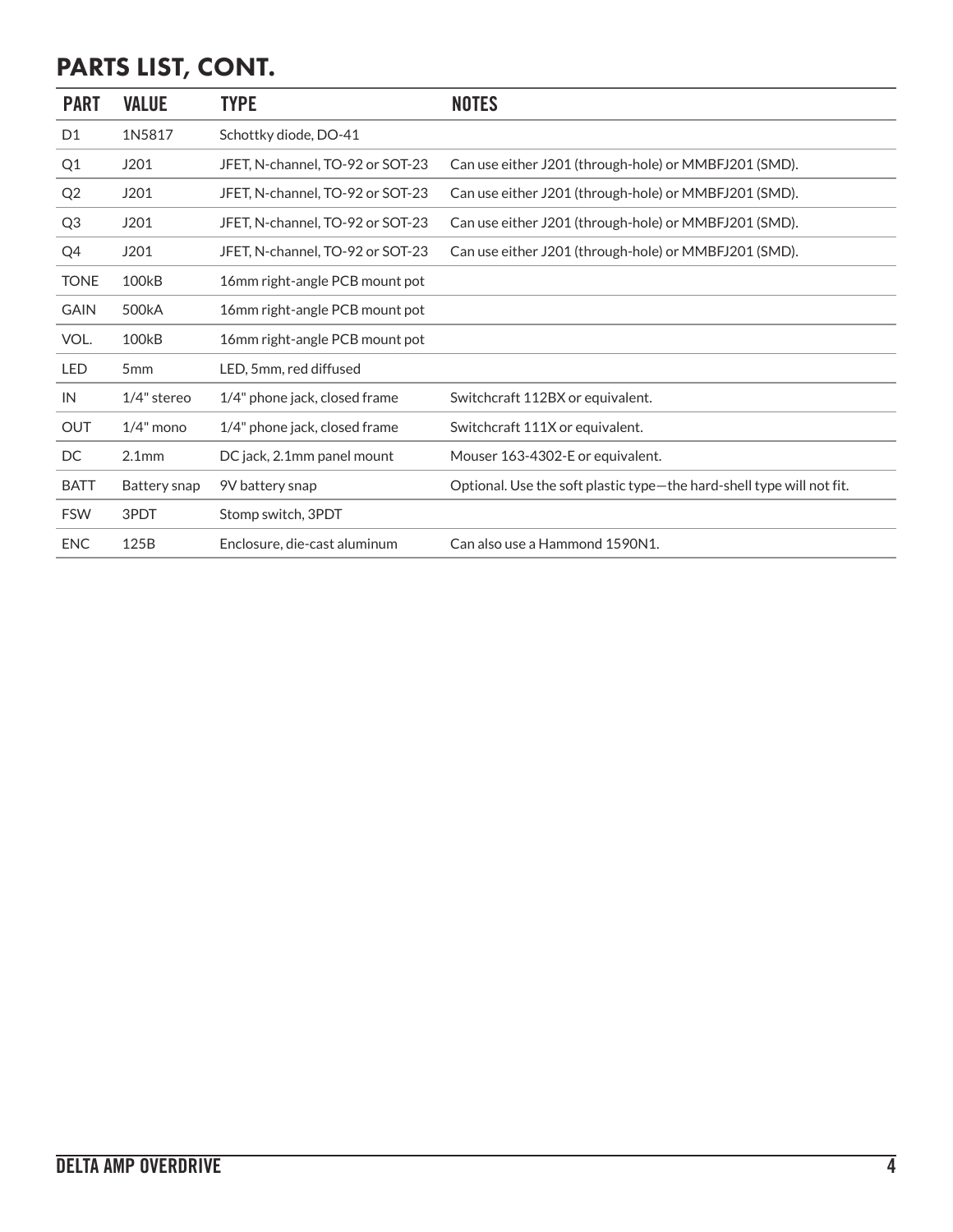## PARTS LIST, CONT.

| PART | VALUE | TYPE | NOTES |
|---|---|---|---|
| D1 | 1N5817 | Schottky diode, DO-41 | |
| Q1 | J201 | JFET, N-channel, TO-92 or SOT-23 | Can use either J201 (through-hole) or MMBFJ201 (SMD). |
| Q2 | J201 | JFET, N-channel, TO-92 or SOT-23 | Can use either J201 (through-hole) or MMBFJ201 (SMD). |
| Q3 | J201 | JFET, N-channel, TO-92 or SOT-23 | Can use either J201 (through-hole) or MMBFJ201 (SMD). |
| Q4 | J201 | JFET, N-channel, TO-92 or SOT-23 | Can use either J201 (through-hole) or MMBFJ201 (SMD). |
| TONE | 100kB | 16mm right-angle PCB mount pot | |
| GAIN | 500kA | 16mm right-angle PCB mount pot | |
| VOL. | 100kB | 16mm right-angle PCB mount pot | |
| LED | 5mm | LED, 5mm, red diffused | |
| IN | 1/4" stereo | 1/4" phone jack, closed frame | Switchcraft 112BX or equivalent. |
| OUT | 1/4" mono | 1/4" phone jack, closed frame | Switchcraft 111X or equivalent. |
| DC | 2.1mm | DC jack, 2.1mm panel mount | Mouser 163-4302-E or equivalent. |
| BATT | Battery snap | 9V battery snap | Optional. Use the soft plastic type—the hard-shell type will not fit. |
| FSW | 3PDT | Stomp switch, 3PDT | |
| ENC | 125B | Enclosure, die-cast aluminum | Can also use a Hammond 1590N1. |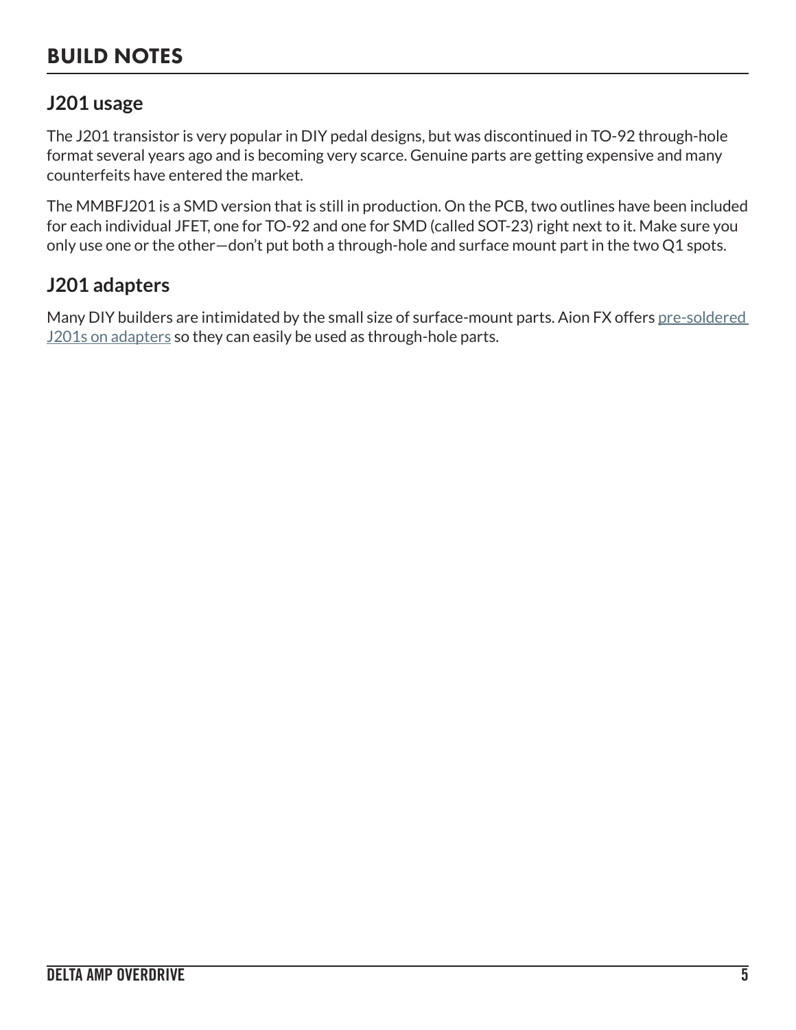# BUILD NOTES

## J201 usage

The J201 transistor is very popular in DIY pedal designs, but was discontinued in TO-92 through-hole format several years ago and is becoming very scarce. Genuine parts are getting expensive and many counterfeits have entered the market.

The MMBFJ201 is a SMD version that is still in production. On the PCB, two outlines have been included for each individual JFET, one for TO-92 and one for SMD (called SOT-23) right next to it. Make sure you only use one or the other—don't put both a through-hole and surface mount part in the two Q1 spots.

## J201 adapters

Many DIY builders are intimidated by the small size of surface-mount parts. Aion FX offers pre-soldered J201s on adapters so they can easily be used as through-hole parts.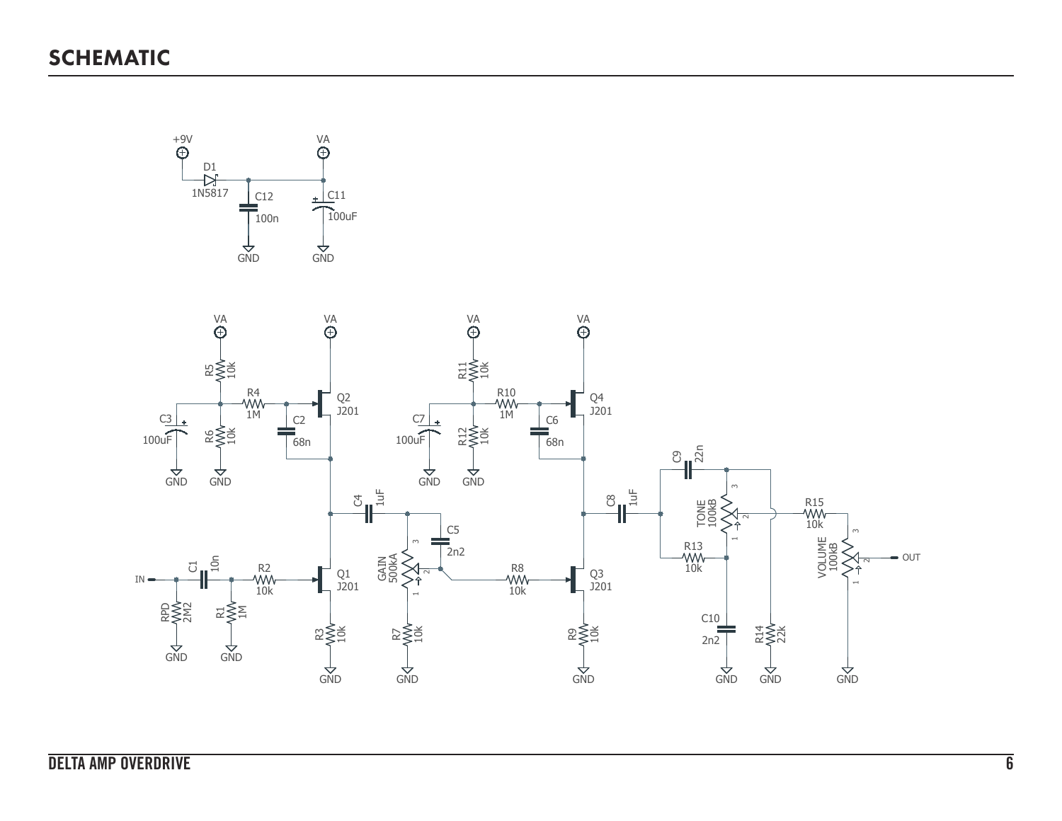# SCHEMATIC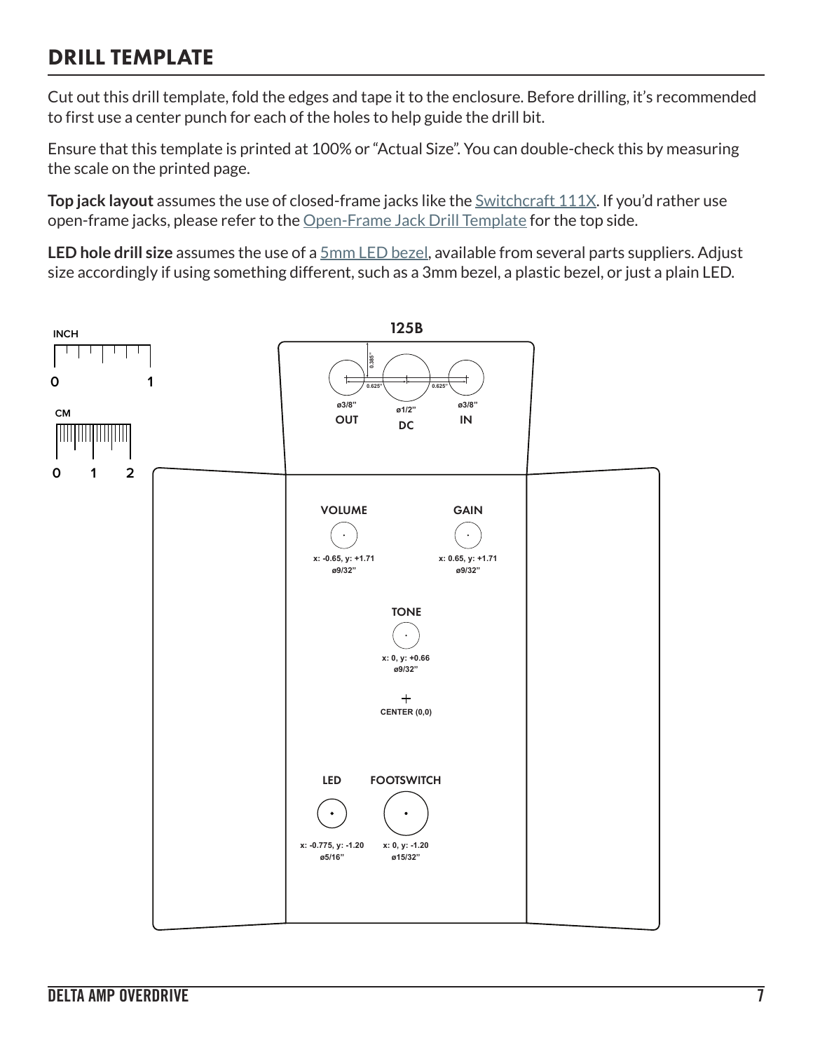## DRILL TEMPLATE

Cut out this drill template, fold the edges and tape it to the enclosure. Before drilling, it's recommended to first use a center punch for each of the holes to help guide the drill bit.

Ensure that this template is printed at 100% or "Actual Size". You can double-check this by measuring the scale on the printed page.

**Top jack layout** assumes the use of closed-frame jacks like the Switchcraft 111X. If you'd rather use open-frame jacks, please refer to the Open-Frame Jack Drill Template for the top side.

**LED hole drill size** assumes the use of a 5mm LED bezel, available from several parts suppliers. Adjust size accordingly if using something different, such as a 3mm bezel, a plastic bezel, or just a plain LED.

INCH

0 1

CM

0 1 2

125B

0.385"

0.625" 0.625"

ø3/8" ø1/2" ø3/8"

OUT DC IN

VOLUME

x: -0.65, y: +1.71
ø9/32"

GAIN

x: 0.65, y: +1.71
ø9/32"

TONE

x: 0, y: +0.66
ø9/32"

CENTER (0,0)

LED

x: -0.775, y: -1.20
ø5/16"

FOOTSWITCH

x: 0, y: -1.20
ø15/32"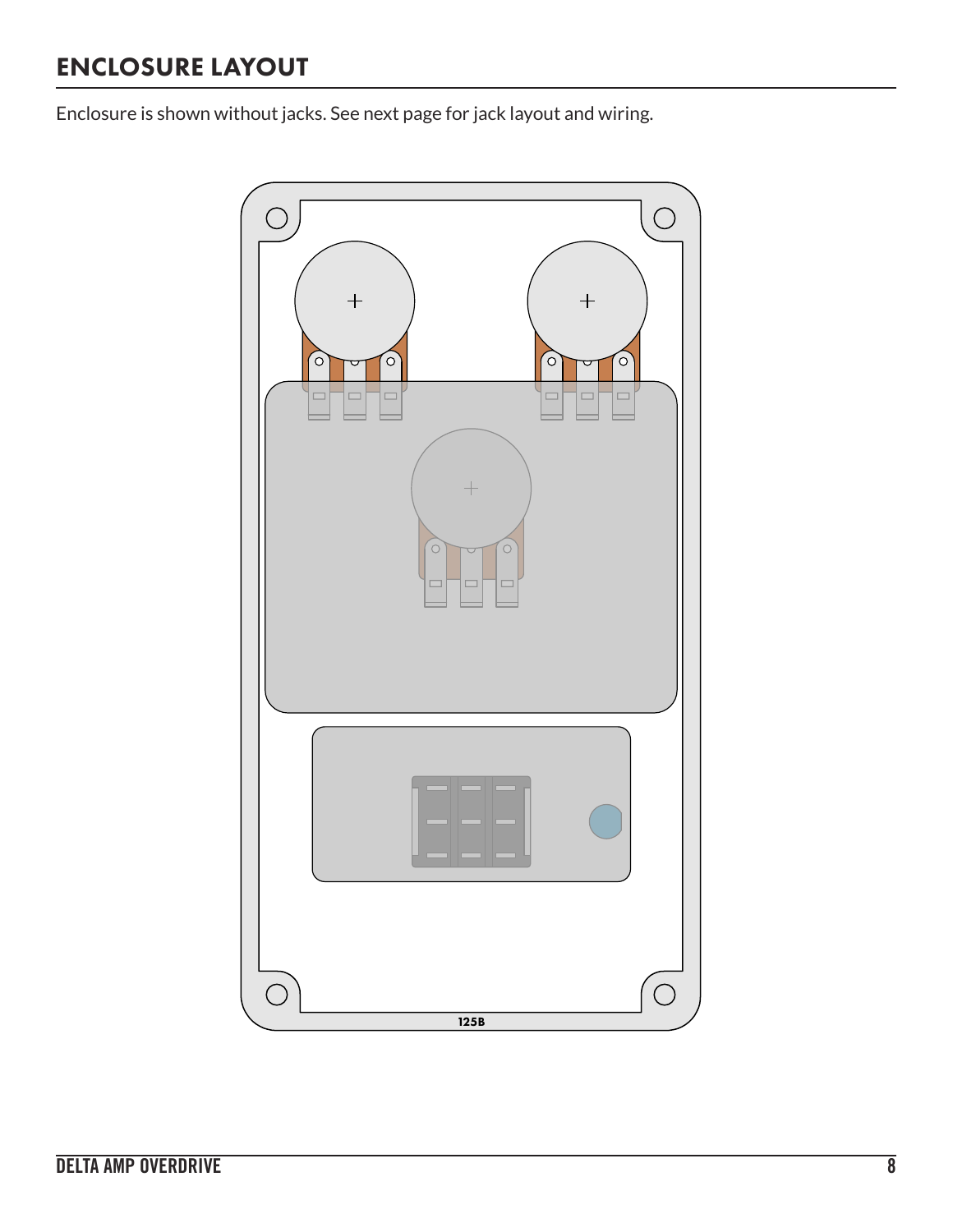# ENCLOSURE LAYOUT

Enclosure is shown without jacks. See next page for jack layout and wiring.

125B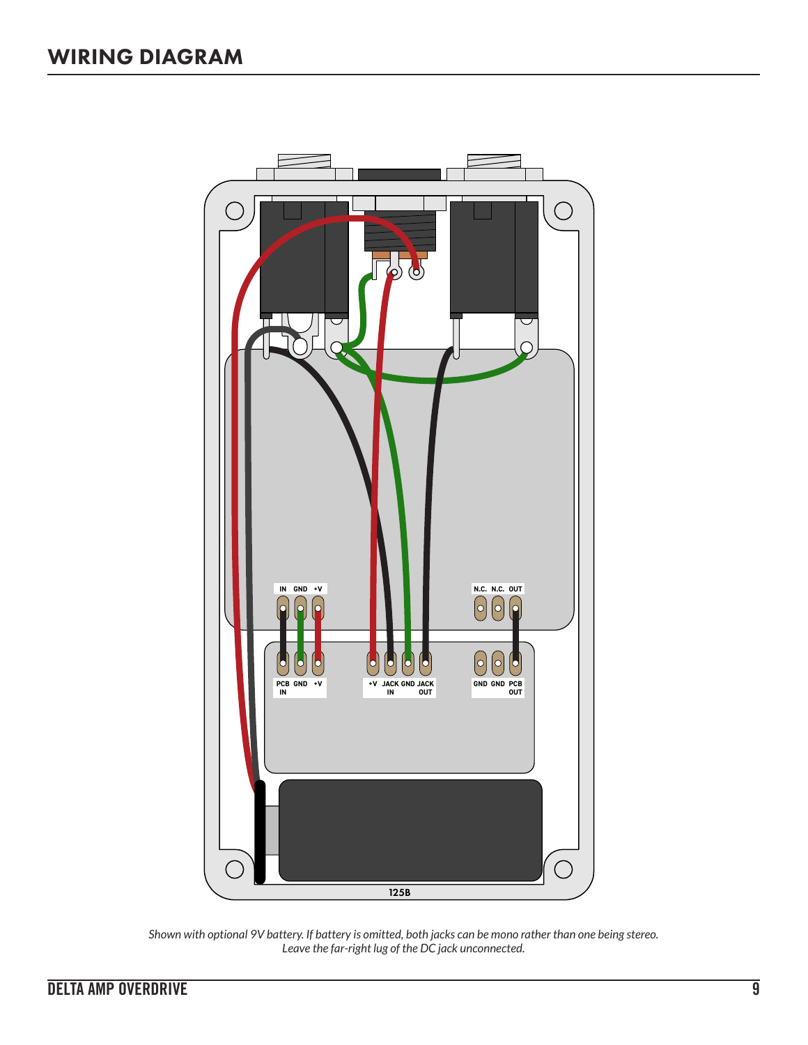# WIRING DIAGRAM

*Shown with optional 9V battery. If battery is omitted, both jacks can be mono rather than one being stereo. Leave the far-right lug of the DC jack unconnected.*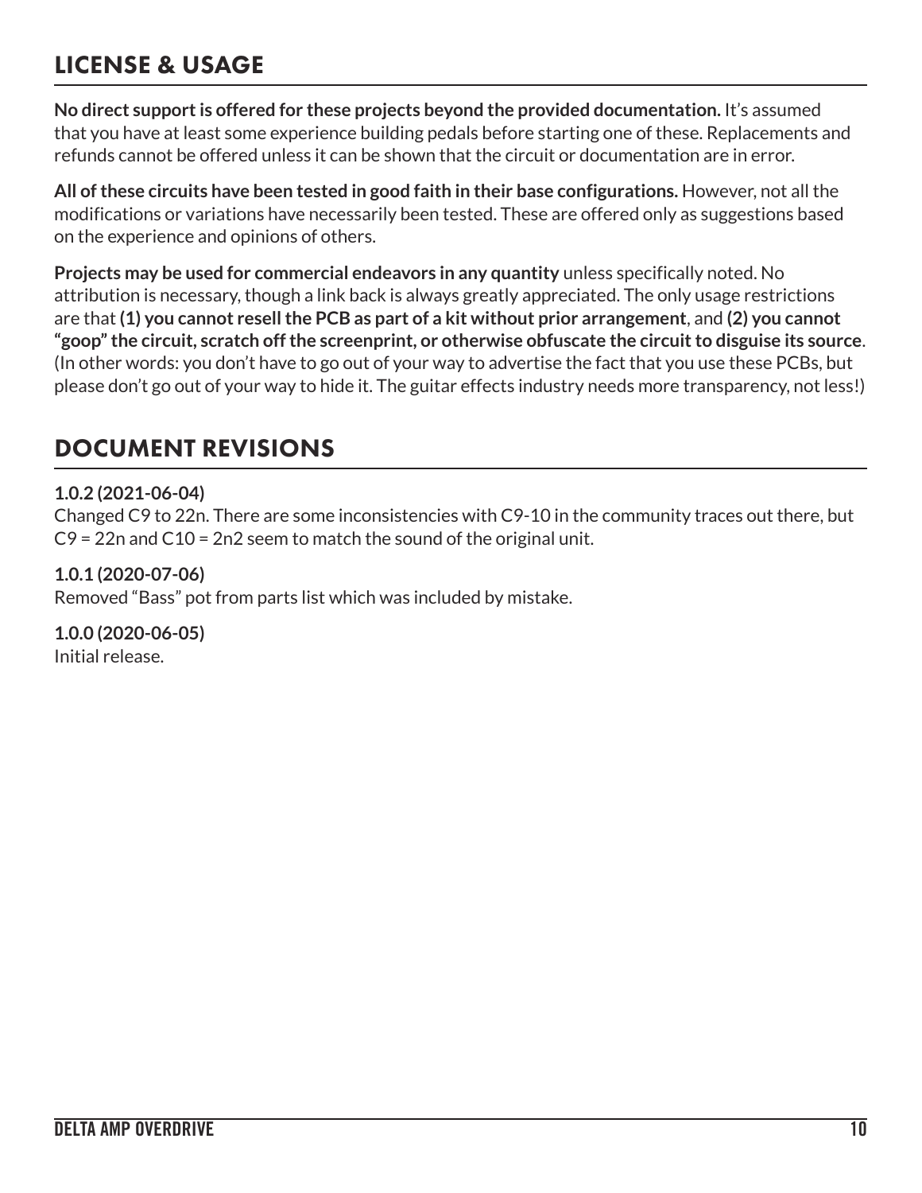## LICENSE & USAGE

**No direct support is offered for these projects beyond the provided documentation.** It's assumed that you have at least some experience building pedals before starting one of these. Replacements and refunds cannot be offered unless it can be shown that the circuit or documentation are in error.

**All of these circuits have been tested in good faith in their base configurations.** However, not all the modifications or variations have necessarily been tested. These are offered only as suggestions based on the experience and opinions of others.

**Projects may be used for commercial endeavors in any quantity** unless specifically noted. No attribution is necessary, though a link back is always greatly appreciated. The only usage restrictions are that **(1) you cannot resell the PCB as part of a kit without prior arrangement**, and **(2) you cannot "goop" the circuit, scratch off the screenprint, or otherwise obfuscate the circuit to disguise its source**. (In other words: you don't have to go out of your way to advertise the fact that you use these PCBs, but please don't go out of your way to hide it. The guitar effects industry needs more transparency, not less!)

## DOCUMENT REVISIONS

**1.0.2 (2021-06-04)**
Changed C9 to 22n. There are some inconsistencies with C9-10 in the community traces out there, but C9 = 22n and C10 = 2n2 seem to match the sound of the original unit.

**1.0.1 (2020-07-06)**
Removed "Bass" pot from parts list which was included by mistake.

**1.0.0 (2020-06-05)**
Initial release.